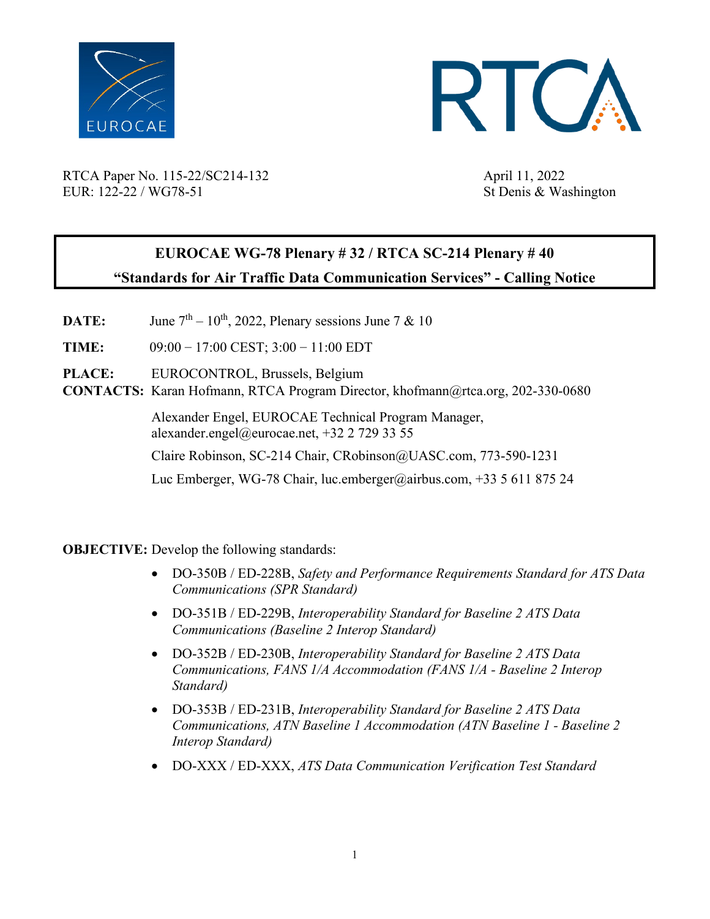RTCA Paper No. 115-22/SC214-132
EUR: 122-22 / WG78-51

April 11, 2022
St Denis & Washington

# EUROCAE WG-78 Plenary # 32 / RTCA SC-214 Plenary # 40

## "Standards for Air Traffic Data Communication Services" - Calling Notice

**DATE:** June 7th – 10th, 2022, Plenary sessions June 7 & 10

**TIME:** 09:00 − 17:00 CEST; 3:00 − 11:00 EDT

**PLACE:** EUROCONTROL, Brussels, Belgium

**CONTACTS:** Karan Hofmann, RTCA Program Director, khofmann@rtca.org, 202-330-0680

Alexander Engel, EUROCAE Technical Program Manager, alexander.engel@eurocae.net, +32 2 729 33 55

Claire Robinson, SC-214 Chair, CRobinson@UASC.com, 773-590-1231

Luc Emberger, WG-78 Chair, luc.emberger@airbus.com, +33 5 611 875 24

**OBJECTIVE:** Develop the following standards:

- DO-350B / ED-228B, *Safety and Performance Requirements Standard for ATS Data Communications (SPR Standard)*
- DO-351B / ED-229B, *Interoperability Standard for Baseline 2 ATS Data Communications (Baseline 2 Interop Standard)*
- DO-352B / ED-230B, *Interoperability Standard for Baseline 2 ATS Data Communications, FANS 1/A Accommodation (FANS 1/A - Baseline 2 Interop Standard)*
- DO-353B / ED-231B, *Interoperability Standard for Baseline 2 ATS Data Communications, ATN Baseline 1 Accommodation (ATN Baseline 1 - Baseline 2 Interop Standard)*
- DO-XXX / ED-XXX, *ATS Data Communication Verification Test Standard*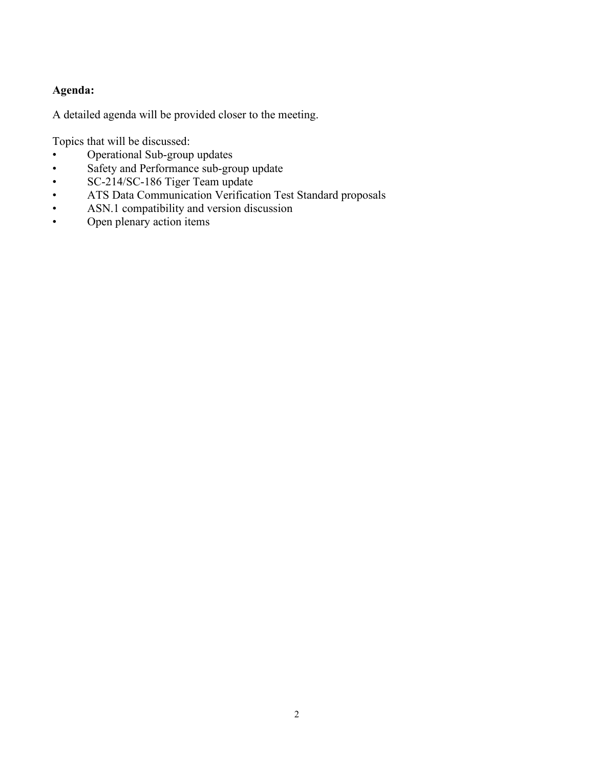**Agenda:**

A detailed agenda will be provided closer to the meeting.

Topics that will be discussed:

- Operational Sub-group updates
- Safety and Performance sub-group update
- SC-214/SC-186 Tiger Team update
- ATS Data Communication Verification Test Standard proposals
- ASN.1 compatibility and version discussion
- Open plenary action items